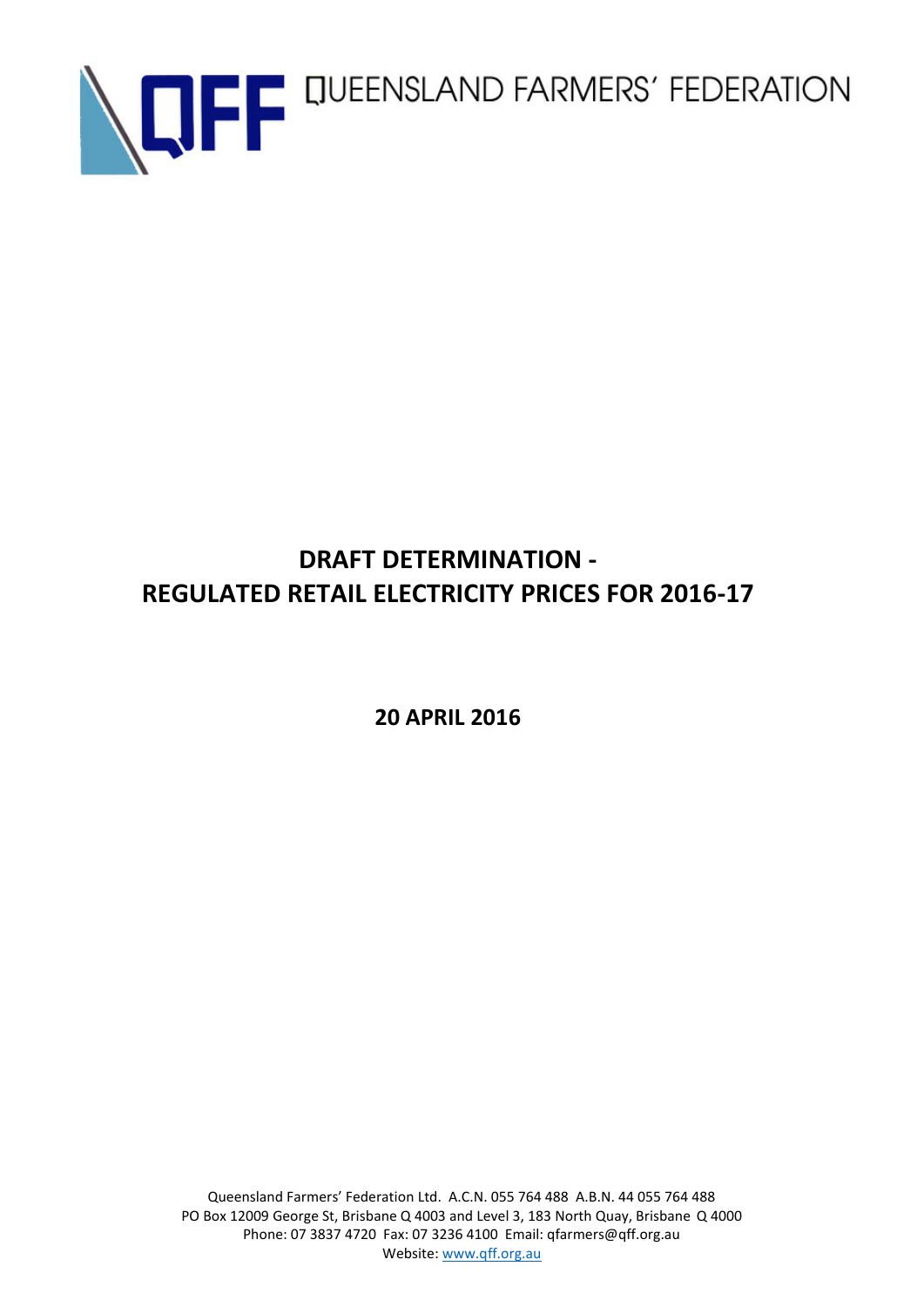QUEENSLAND FARMERS' FEDERATION

# DRAFT DETERMINATION - REGULATED RETAIL ELECTRICITY PRICES FOR 2016-17

**20 APRIL 2016**

Queensland Farmers' Federation Ltd. A.C.N. 055 764 488 A.B.N. 44 055 764 488
PO Box 12009 George St, Brisbane Q 4003 and Level 3, 183 North Quay, Brisbane Q 4000
Phone: 07 3837 4720 Fax: 07 3236 4100 Email: qfarmers@qff.org.au
Website: www.qff.org.au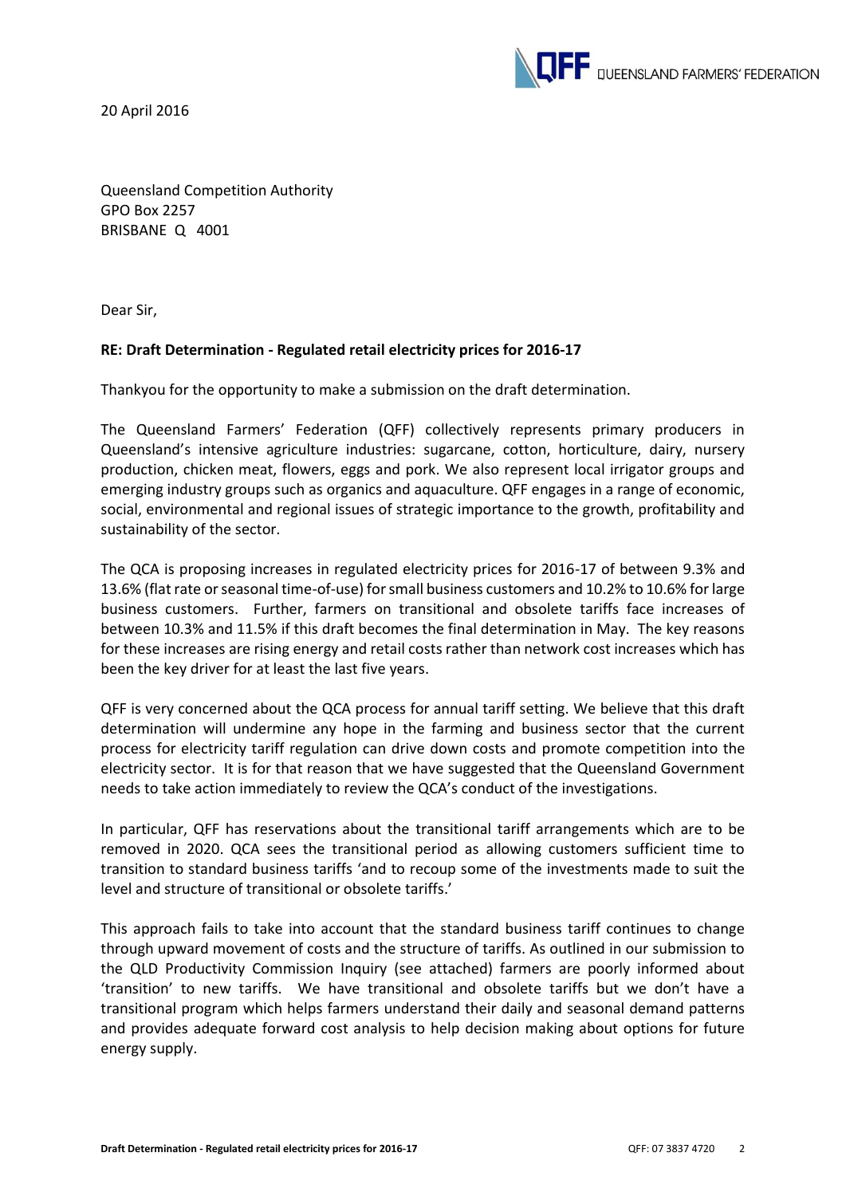20 April 2016

Queensland Competition Authority
GPO Box 2257
BRISBANE Q 4001

Dear Sir,

**RE: Draft Determination - Regulated retail electricity prices for 2016-17**

Thankyou for the opportunity to make a submission on the draft determination.

The Queensland Farmers' Federation (QFF) collectively represents primary producers in Queensland's intensive agriculture industries: sugarcane, cotton, horticulture, dairy, nursery production, chicken meat, flowers, eggs and pork. We also represent local irrigator groups and emerging industry groups such as organics and aquaculture. QFF engages in a range of economic, social, environmental and regional issues of strategic importance to the growth, profitability and sustainability of the sector.

The QCA is proposing increases in regulated electricity prices for 2016-17 of between 9.3% and 13.6% (flat rate or seasonal time-of-use) for small business customers and 10.2% to 10.6% for large business customers. Further, farmers on transitional and obsolete tariffs face increases of between 10.3% and 11.5% if this draft becomes the final determination in May. The key reasons for these increases are rising energy and retail costs rather than network cost increases which has been the key driver for at least the last five years.

QFF is very concerned about the QCA process for annual tariff setting. We believe that this draft determination will undermine any hope in the farming and business sector that the current process for electricity tariff regulation can drive down costs and promote competition into the electricity sector. It is for that reason that we have suggested that the Queensland Government needs to take action immediately to review the QCA's conduct of the investigations.

In particular, QFF has reservations about the transitional tariff arrangements which are to be removed in 2020. QCA sees the transitional period as allowing customers sufficient time to transition to standard business tariffs 'and to recoup some of the investments made to suit the level and structure of transitional or obsolete tariffs.'

This approach fails to take into account that the standard business tariff continues to change through upward movement of costs and the structure of tariffs. As outlined in our submission to the QLD Productivity Commission Inquiry (see attached) farmers are poorly informed about 'transition' to new tariffs. We have transitional and obsolete tariffs but we don't have a transitional program which helps farmers understand their daily and seasonal demand patterns and provides adequate forward cost analysis to help decision making about options for future energy supply.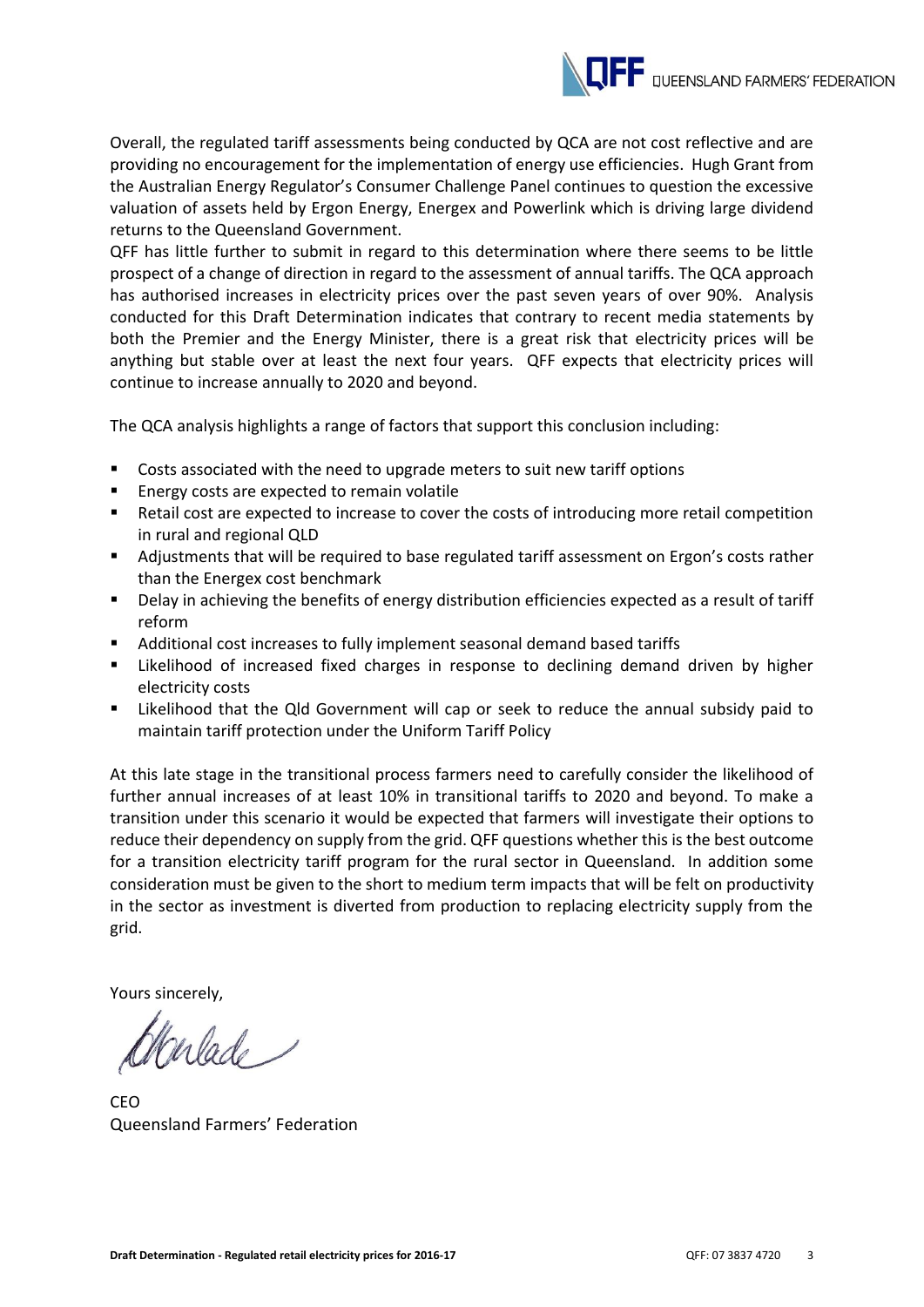Overall, the regulated tariff assessments being conducted by QCA are not cost reflective and are providing no encouragement for the implementation of energy use efficiencies. Hugh Grant from the Australian Energy Regulator's Consumer Challenge Panel continues to question the excessive valuation of assets held by Ergon Energy, Energex and Powerlink which is driving large dividend returns to the Queensland Government.

QFF has little further to submit in regard to this determination where there seems to be little prospect of a change of direction in regard to the assessment of annual tariffs. The QCA approach has authorised increases in electricity prices over the past seven years of over 90%. Analysis conducted for this Draft Determination indicates that contrary to recent media statements by both the Premier and the Energy Minister, there is a great risk that electricity prices will be anything but stable over at least the next four years. QFF expects that electricity prices will continue to increase annually to 2020 and beyond.

The QCA analysis highlights a range of factors that support this conclusion including:

- Costs associated with the need to upgrade meters to suit new tariff options
- Energy costs are expected to remain volatile
- Retail cost are expected to increase to cover the costs of introducing more retail competition in rural and regional QLD
- Adjustments that will be required to base regulated tariff assessment on Ergon's costs rather than the Energex cost benchmark
- Delay in achieving the benefits of energy distribution efficiencies expected as a result of tariff reform
- Additional cost increases to fully implement seasonal demand based tariffs
- Likelihood of increased fixed charges in response to declining demand driven by higher electricity costs
- Likelihood that the Qld Government will cap or seek to reduce the annual subsidy paid to maintain tariff protection under the Uniform Tariff Policy

At this late stage in the transitional process farmers need to carefully consider the likelihood of further annual increases of at least 10% in transitional tariffs to 2020 and beyond. To make a transition under this scenario it would be expected that farmers will investigate their options to reduce their dependency on supply from the grid. QFF questions whether this is the best outcome for a transition electricity tariff program for the rural sector in Queensland. In addition some consideration must be given to the short to medium term impacts that will be felt on productivity in the sector as investment is diverted from production to replacing electricity supply from the grid.

Yours sincerely,

CEO
Queensland Farmers' Federation